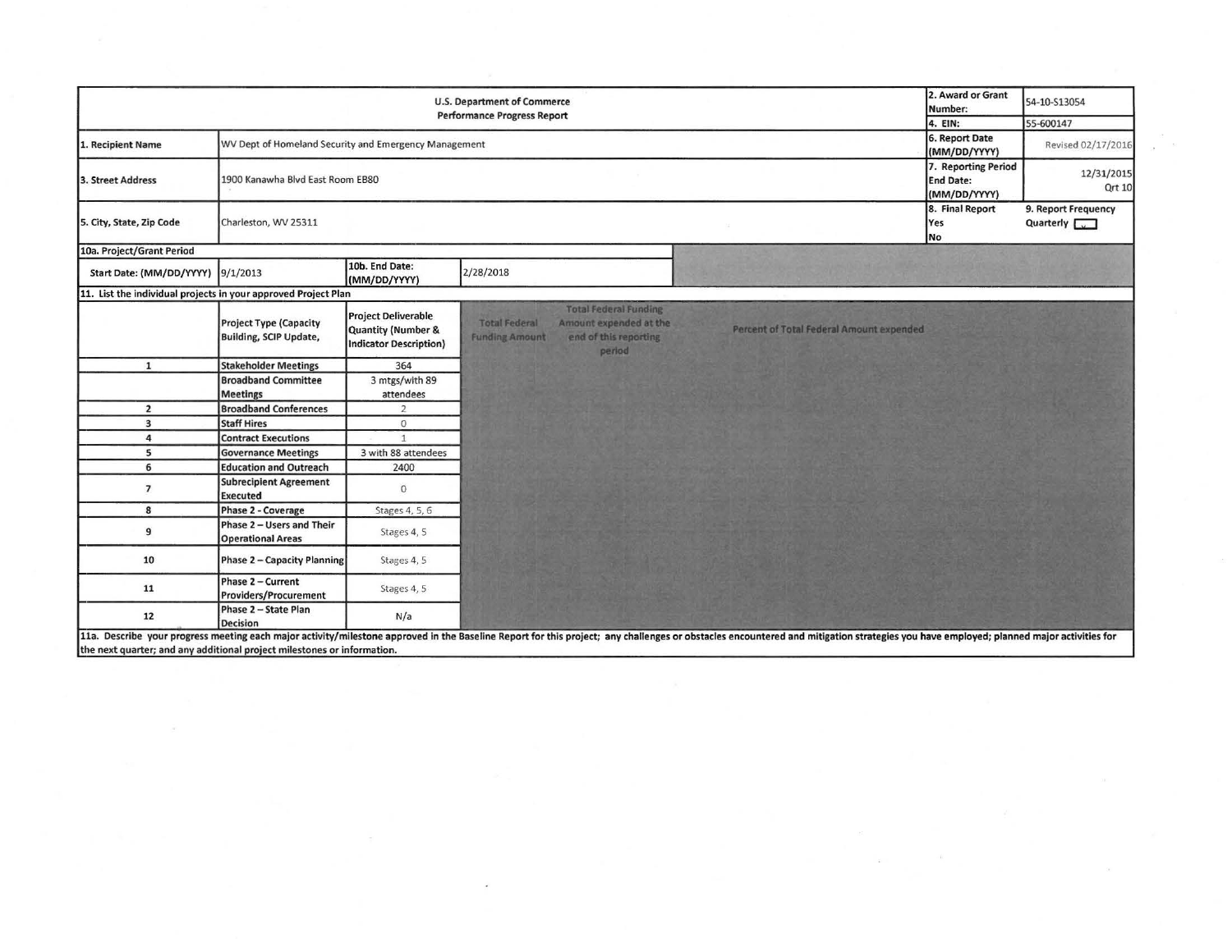| U.S. Department of Commerce Performance Progress Report | | | | | 2. Award or Grant Number: | 54-10-S13054 |
|---|---|---|---|---|---|---|
| | | | | | 4. EIN: | 55-600147 |
| 1. Recipient Name | WV Dept of Homeland Security and Emergency Management | | | | 6. Report Date (MM/DD/YYYY) | Revised 02/17/2016 |
| 3. Street Address | 1900 Kanawha Blvd East Room EB80 | | | | 7. Reporting Period End Date: (MM/DD/YYYY) | 12/31/2015 Qrt 10 |
| 5. City, State, Zip Code | Charleston, WV 25311 | | | | 8. Final Report Yes No | 9. Report Frequency Quarterly x |
| 10a. Project/Grant Period | | | | | | |
| Start Date: (MM/DD/YYYY) | 9/1/2013 | 10b. End Date: (MM/DD/YYYY) | 2/28/2018 | | | |

11. List the individual projects in your approved Project Plan

| | Project Type (Capacity Building, SCIP Update, | Project Deliverable Quantity (Number & Indicator Description) | Total Federal Funding Amount | Total Federal Funding Amount expended at the end of this reporting period | Percent of Total Federal Amount expended |
|---|---|---|---|---|---|
| 1 | Stakeholder Meetings | 364 | | | |
| | Broadband Committee Meetings | 3 mtgs/with 89 attendees | | | |
| 2 | Broadband Conferences | 2 | | | |
| 3 | Staff Hires | 0 | | | |
| 4 | Contract Executions | 1 | | | |
| 5 | Governance Meetings | 3 with 88 attendees | | | |
| 6 | Education and Outreach | 2400 | | | |
| 7 | Subrecipient Agreement Executed | 0 | | | |
| 8 | Phase 2 - Coverage | Stages 4, 5, 6 | | | |
| 9 | Phase 2 – Users and Their Operational Areas | Stages 4, 5 | | | |
| 10 | Phase 2 – Capacity Planning | Stages 4, 5 | | | |
| 11 | Phase 2 – Current Providers/Procurement | Stages 4, 5 | | | |
| 12 | Phase 2 – State Plan Decision | N/a | | | |

11a. Describe your progress meeting each major activity/milestone approved in the Baseline Report for this project; any challenges or obstacles encountered and mitigation strategies you have employed; planned major activities for the next quarter; and any additional project milestones or information.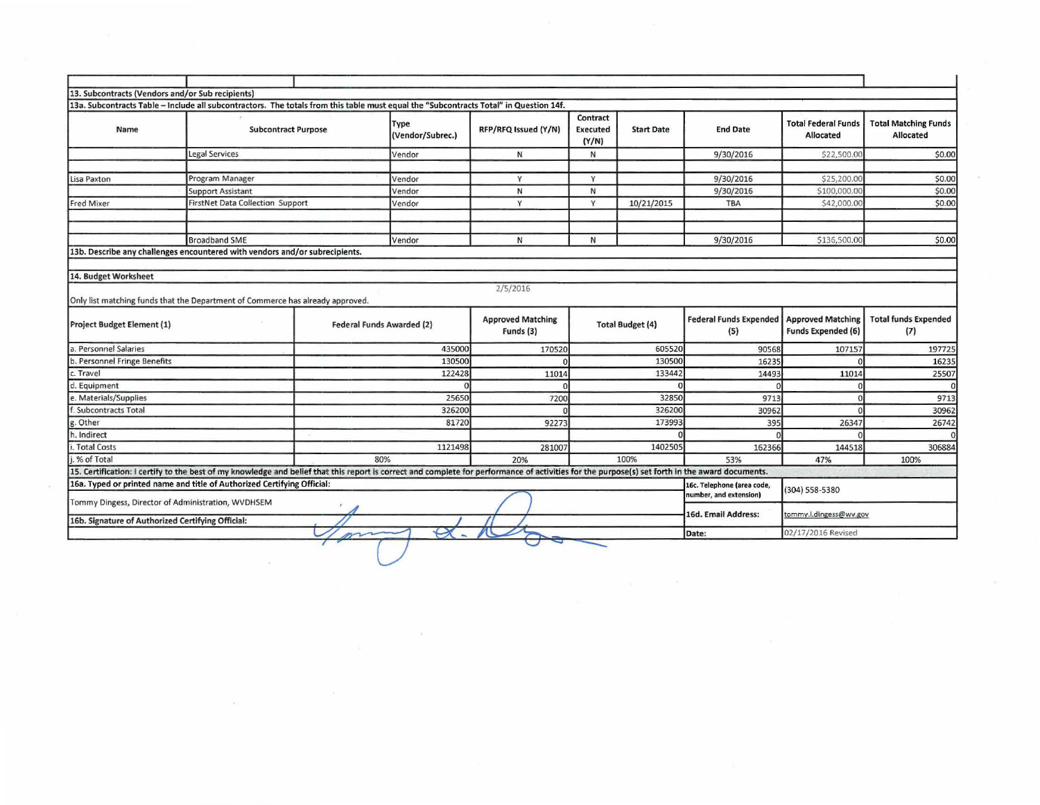## 13. Subcontracts (Vendors and/or Sub recipients)

13a. Subcontracts Table – Include all subcontractors. The totals from this table must equal the "Subcontracts Total" in Question 14f.

| Name | Subcontract Purpose | Type (Vendor/Subrec.) | RFP/RFQ Issued (Y/N) | Contract Executed (Y/N) | Start Date | End Date | Total Federal Funds Allocated | Total Matching Funds Allocated |
|---|---|---|---|---|---|---|---|---|
| | Legal Services | Vendor | N | N | | 9/30/2016 | $22,500.00 | $0.00 |
| | | | | | | | | |
| Lisa Paxton | Program Manager | Vendor | Y | Y | | 9/30/2016 | $25,200.00 | $0.00 |
| | Support Assistant | Vendor | N | N | | 9/30/2016 | $100,000.00 | $0.00 |
| Fred Mixer | FirstNet Data Collection Support | Vendor | Y | Y | 10/21/2015 | TBA | $42,000.00 | $0.00 |
| | | | | | | | | |
| | | | | | | | | |
| | Broadband SME | Vendor | N | N | | 9/30/2016 | $136,500.00 | $0.00 |

13b. Describe any challenges encountered with vendors and/or subrecipients.

## 14. Budget Worksheet

2/5/2016

Only list matching funds that the Department of Commerce has already approved.

| Project Budget Element (1) | Federal Funds Awarded (2) | Approved Matching Funds (3) | Total Budget (4) | Federal Funds Expended (5) | Approved Matching Funds Expended (6) | Total funds Expended (7) |
|---|---|---|---|---|---|---|
| a. Personnel Salaries | 435000 | 170520 | 605520 | 90568 | 107157 | 197725 |
| b. Personnel Fringe Benefits | 130500 | 0 | 130500 | 16235 | 0 | 16235 |
| c. Travel | 122428 | 11014 | 133442 | 14493 | 11014 | 25507 |
| d. Equipment | 0 | 0 | 0 | 0 | 0 | 0 |
| e. Materials/Supplies | 25650 | 7200 | 32850 | 9713 | 0 | 9713 |
| f. Subcontracts Total | 326200 | 0 | 326200 | 30962 | 0 | 30962 |
| g. Other | 81720 | 92273 | 173993 | 395 | 26347 | 26742 |
| h. Indirect | | | 0 | 0 | 0 | 0 |
| i. Total Costs | 1121498 | 281007 | 1402505 | 162366 | 144518 | 306884 |
| j. % of Total | 80% | 20% | 100% | 53% | 47% | 100% |

15. Certification: I certify to the best of my knowledge and belief that this report is correct and complete for performance of activities for the purpose(s) set forth in the award documents.

| | | | |
|---|---|---|---|
| 16a. Typed or printed name and title of Authorized Certifying Official: | | 16c. Telephone (area code, number, and extension) | (304) 558-5380 |
| Tommy Dingess, Director of Administration, WVDHSEM | | 16d. Email Address: | tommy.l.dingess@wv.gov |
| 16b. Signature of Authorized Certifying Official: | | Date: | 02/17/2016 Revised |